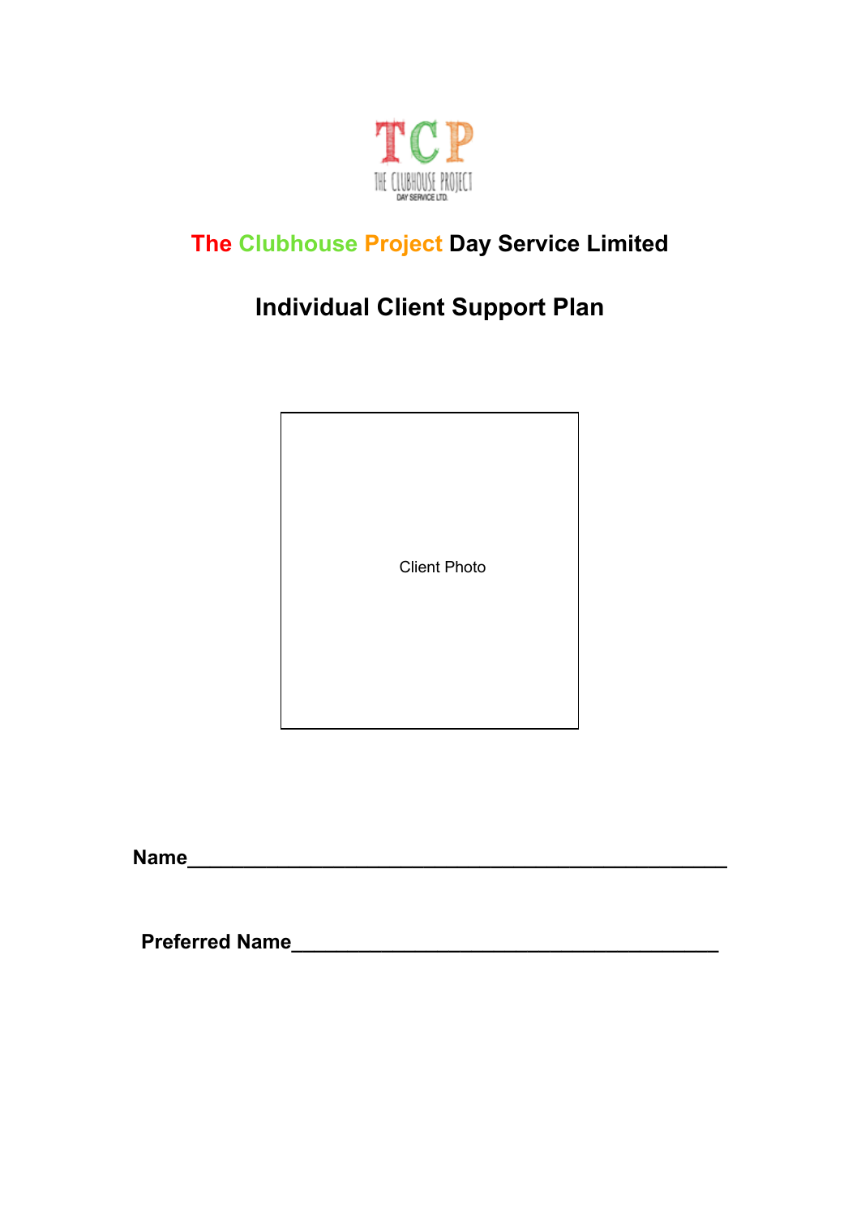# The Clubhouse Project Day Service Limited

## Individual Client Support Plan

Client Photo

**Name**_______________________________________________

**Preferred Name**_______________________________________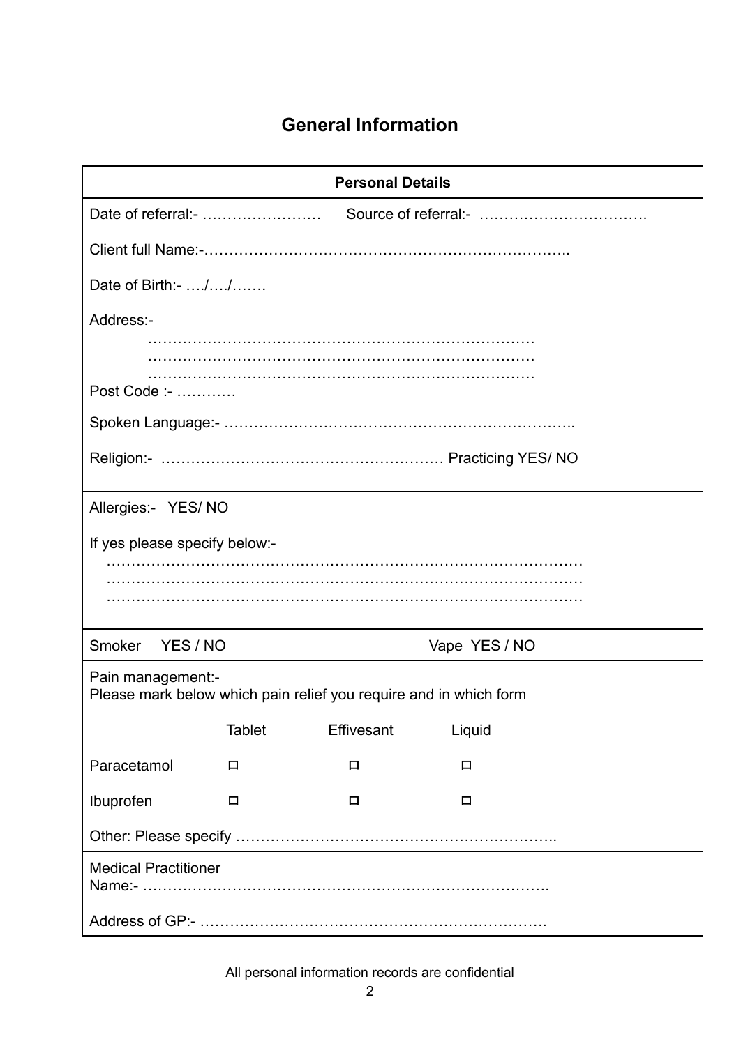# General Information

## Personal Details

Date of referral:- …………………… Source of referral:- …………………………….

Client full Name:-………………………………………………………………..

Date of Birth:- …./…./…….

Address:-

…………………………………………………………………
…………………………………………………………………
…………………………………………………………………

Post Code :- …………

Spoken Language:- ……………………………………………………………..

Religion:- ………………………………………………… Practicing YES/ NO

Allergies:- YES/ NO

If yes please specify below:-

………………………………………………………………………………
………………………………………………………………………………
………………………………………………………………………………

Smoker YES / NO Vape YES / NO

Pain management:-
Please mark below which pain relief you require and in which form

| | Tablet | Effivesant | Liquid |
|---|---|---|---|
| Paracetamol | ☐ | ☐ | ☐ |
| Ibuprofen | ☐ | ☐ | ☐ |

Other: Please specify ………………………………………………………..

Medical Practitioner
Name:- ……………………………………………………………………….

Address of GP:- …………………………………………………………….

All personal information records are confidential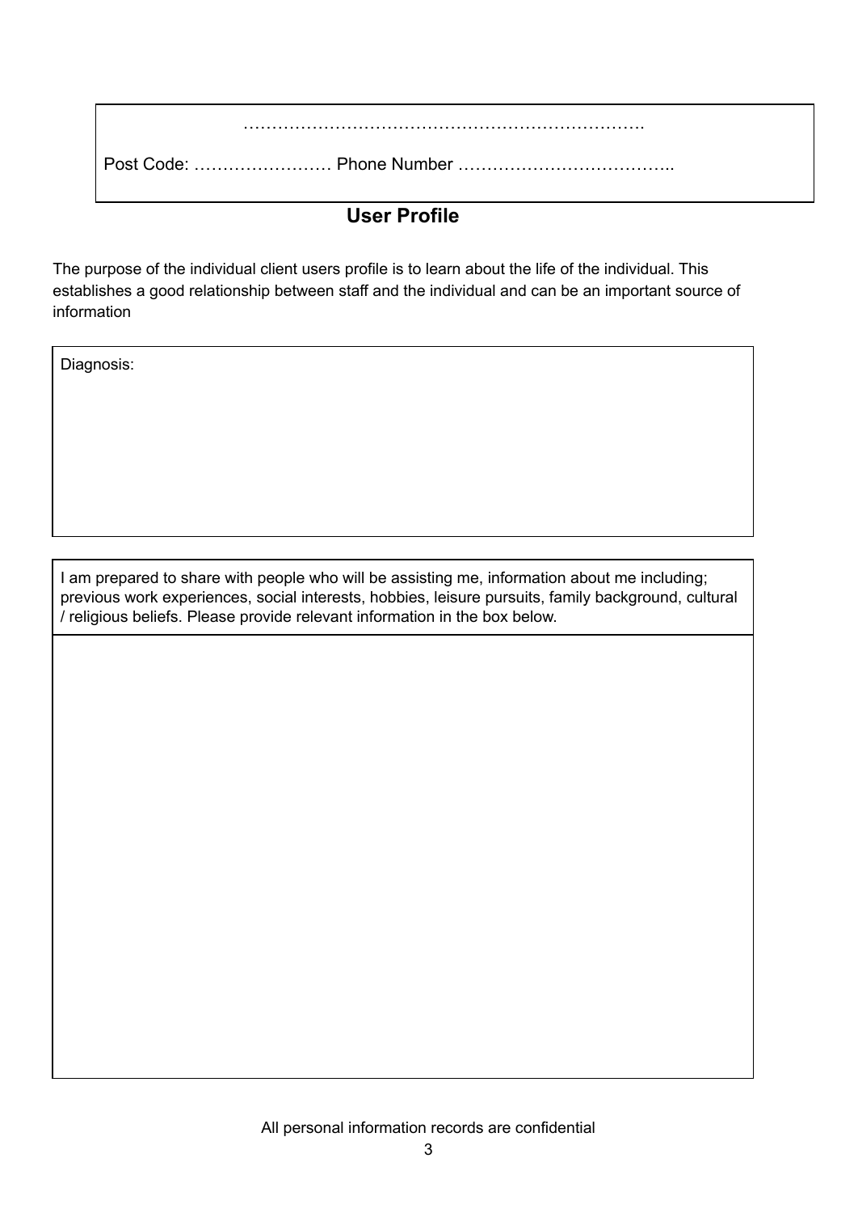…………………………………………………………….

Post Code: …………………… Phone Number ………………………………..

## User Profile

The purpose of the individual client users profile is to learn about the life of the individual. This establishes a good relationship between staff and the individual and can be an important source of information

| Diagnosis: |
|---|
| |

| I am prepared to share with people who will be assisting me, information about me including; previous work experiences, social interests, hobbies, leisure pursuits, family background, cultural / religious beliefs. Please provide relevant information in the box below. |
|---|
| |

All personal information records are confidential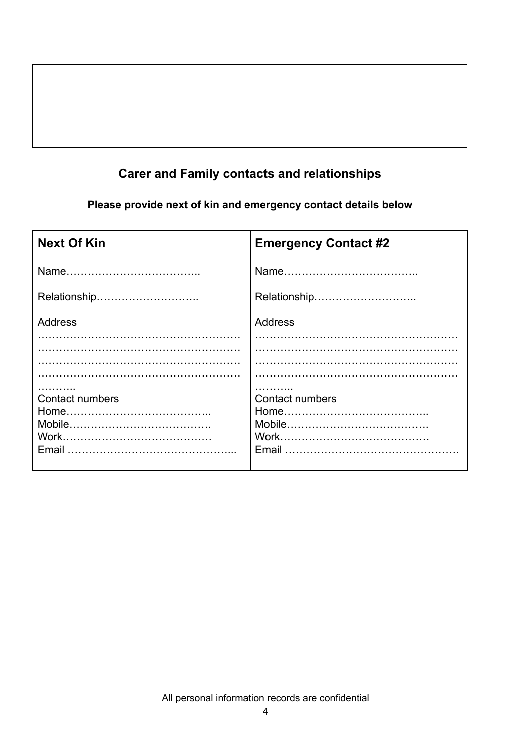## Carer and Family contacts and relationships

**Please provide next of kin and emergency contact details below**

| **Next Of Kin** | **Emergency Contact #2** |
| --- | --- |
| Name……………………………….. | Name……………………………….. |
| Relationship……………………….. | Relationship……………………….. |
| Address<br>…………………………………………………<br>…………………………………………………<br>…………………………………………………<br>…………………………………………………<br>……….. | Address<br>…………………………………………………<br>…………………………………………………<br>…………………………………………………<br>…………………………………………………<br>……….. |
| Contact numbers<br>Home…………………………………..<br>Mobile………………………………….<br>Work……………………………………<br>Email ………………………………………... | Contact numbers<br>Home…………………………………..<br>Mobile………………………………….<br>Work……………………………………<br>Email ………………………………………. |

All personal information records are confidential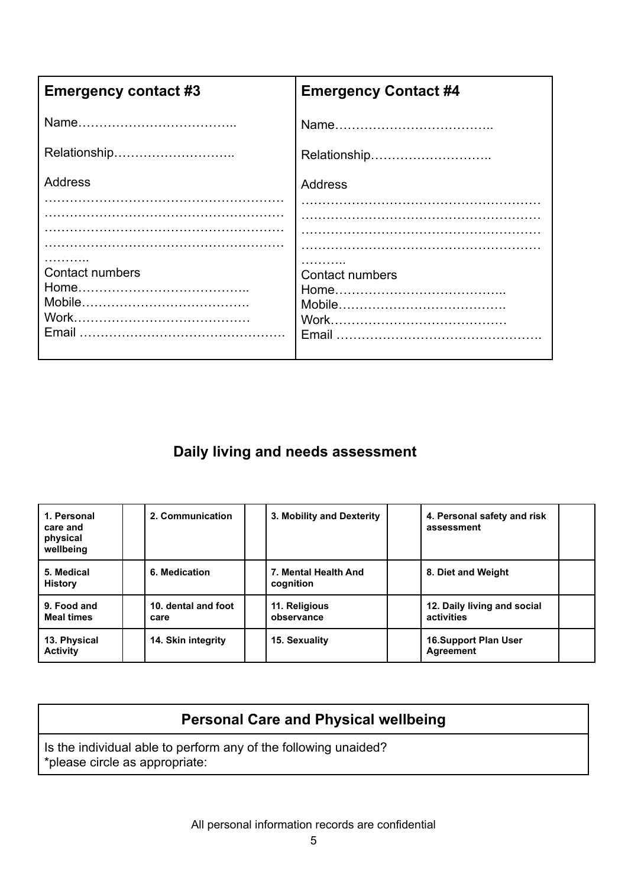| **Emergency contact #3** | **Emergency Contact #4** |
|---|---|
| Name……………………………….. | Name……………………………….. |
| Relationship……………………….. | Relationship……………………….. |
| Address<br>…………………………………………………<br>…………………………………………………<br>…………………………………………………<br>…………………………………………………<br>……….. | Address<br>…………………………………………………<br>…………………………………………………<br>…………………………………………………<br>…………………………………………………<br>……….. |
| Contact numbers<br>Home…………………………………..<br>Mobile………………………………….<br>Work……………………………………<br>Email …………………………………………. | Contact numbers<br>Home…………………………………..<br>Mobile………………………………….<br>Work……………………………………<br>Email …………………………………………. |

## Daily living and needs assessment

| **1. Personal care and physical wellbeing** | | **2. Communication** | | **3. Mobility and Dexterity** | | **4. Personal safety and risk assessment** | |
|---|---|---|---|---|---|---|---|
| **5. Medical History** | | **6. Medication** | | **7. Mental Health And cognition** | | **8. Diet and Weight** | |
| **9. Food and Meal times** | | **10. dental and foot care** | | **11. Religious observance** | | **12. Daily living and social activities** | |
| **13. Physical Activity** | | **14. Skin integrity** | | **15. Sexuality** | | **16.Support Plan User Agreement** | |

| **Personal Care and Physical wellbeing** |
|---|
| Is the individual able to perform any of the following unaided?<br>*please circle as appropriate: |

All personal information records are confidential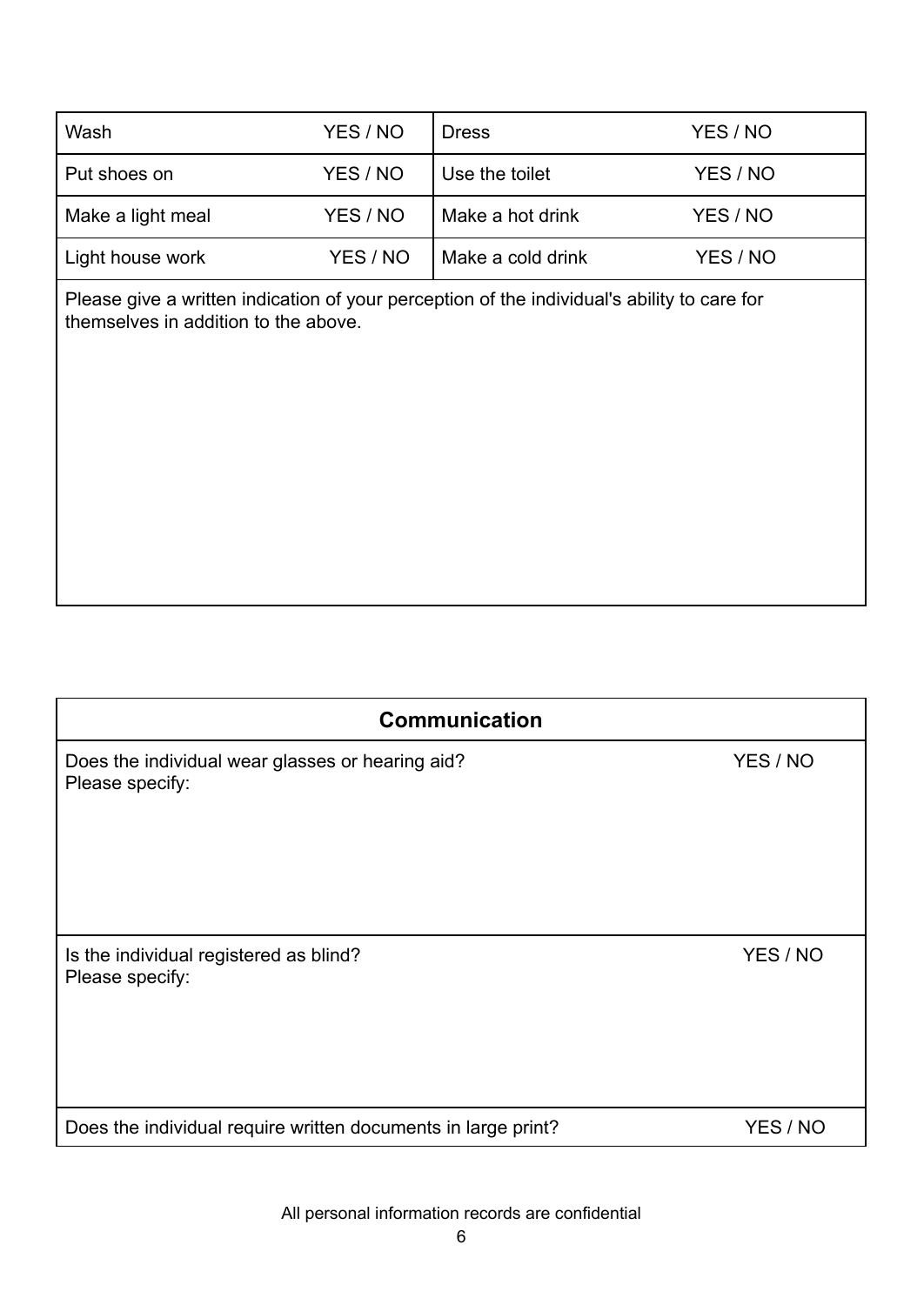| Wash | YES / NO | Dress | YES / NO |
|---|---|---|---|
| Put shoes on | YES / NO | Use the toilet | YES / NO |
| Make a light meal | YES / NO | Make a hot drink | YES / NO |
| Light house work | YES / NO | Make a cold drink | YES / NO |

Please give a written indication of your perception of the individual's ability to care for themselves in addition to the above.

| Communication | |
|---|---|
| Does the individual wear glasses or hearing aid?<br>Please specify: | YES / NO |
| Is the individual registered as blind?<br>Please specify: | YES / NO |
| Does the individual require written documents in large print? | YES / NO |

All personal information records are confidential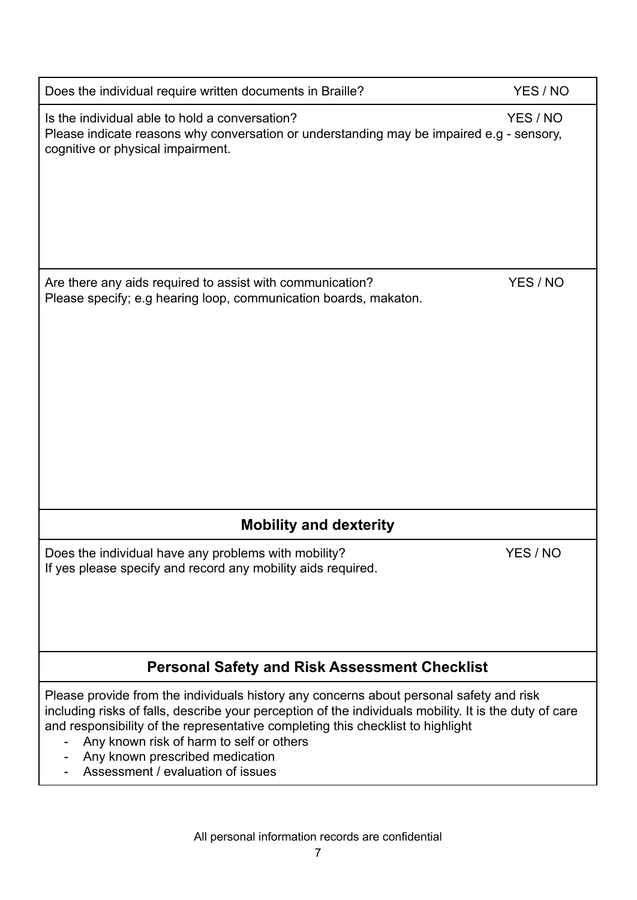Does the individual require written documents in Braille? YES / NO

Is the individual able to hold a conversation? YES / NO
Please indicate reasons why conversation or understanding may be impaired e.g - sensory, cognitive or physical impairment.

Are there any aids required to assist with communication? YES / NO
Please specify; e.g hearing loop, communication boards, makaton.

## Mobility and dexterity

Does the individual have any problems with mobility? YES / NO
If yes please specify and record any mobility aids required.

## Personal Safety and Risk Assessment Checklist

Please provide from the individuals history any concerns about personal safety and risk including risks of falls, describe your perception of the individuals mobility. It is the duty of care and responsibility of the representative completing this checklist to highlight

- Any known risk of harm to self or others
- Any known prescribed medication
- Assessment / evaluation of issues

All personal information records are confidential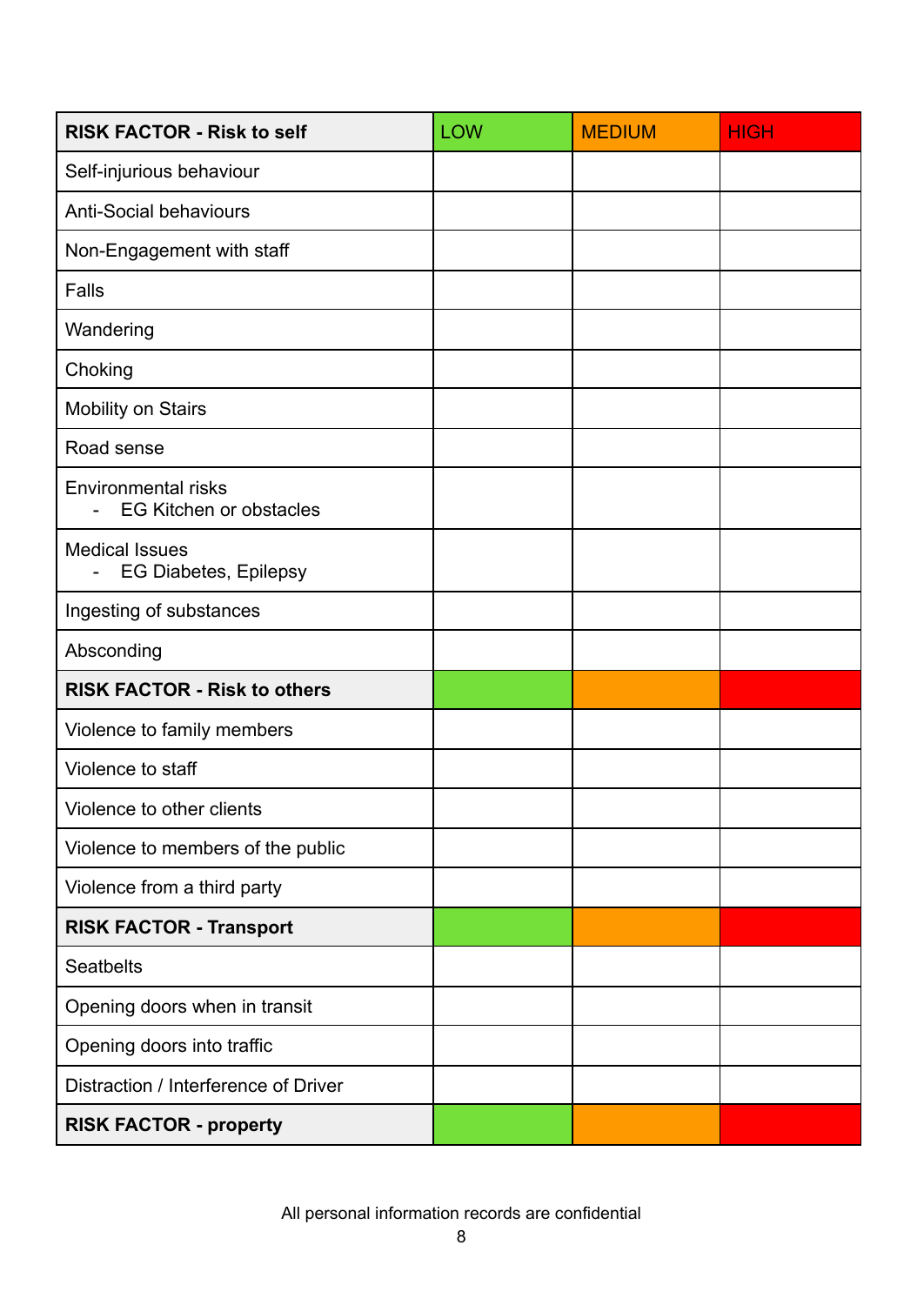| RISK FACTOR - Risk to self | LOW | MEDIUM | HIGH |
|---|---|---|---|
| Self-injurious behaviour | | | |
| Anti-Social behaviours | | | |
| Non-Engagement with staff | | | |
| Falls | | | |
| Wandering | | | |
| Choking | | | |
| Mobility on Stairs | | | |
| Road sense | | | |
| Environmental risks<br>- EG Kitchen or obstacles | | | |
| Medical Issues<br>- EG Diabetes, Epilepsy | | | |
| Ingesting of substances | | | |
| Absconding | | | |
| **RISK FACTOR - Risk to others** | | | |
| Violence to family members | | | |
| Violence to staff | | | |
| Violence to other clients | | | |
| Violence to members of the public | | | |
| Violence from a third party | | | |
| **RISK FACTOR - Transport** | | | |
| Seatbelts | | | |
| Opening doors when in transit | | | |
| Opening doors into traffic | | | |
| Distraction / Interference of Driver | | | |
| **RISK FACTOR - property** | | | |

All personal information records are confidential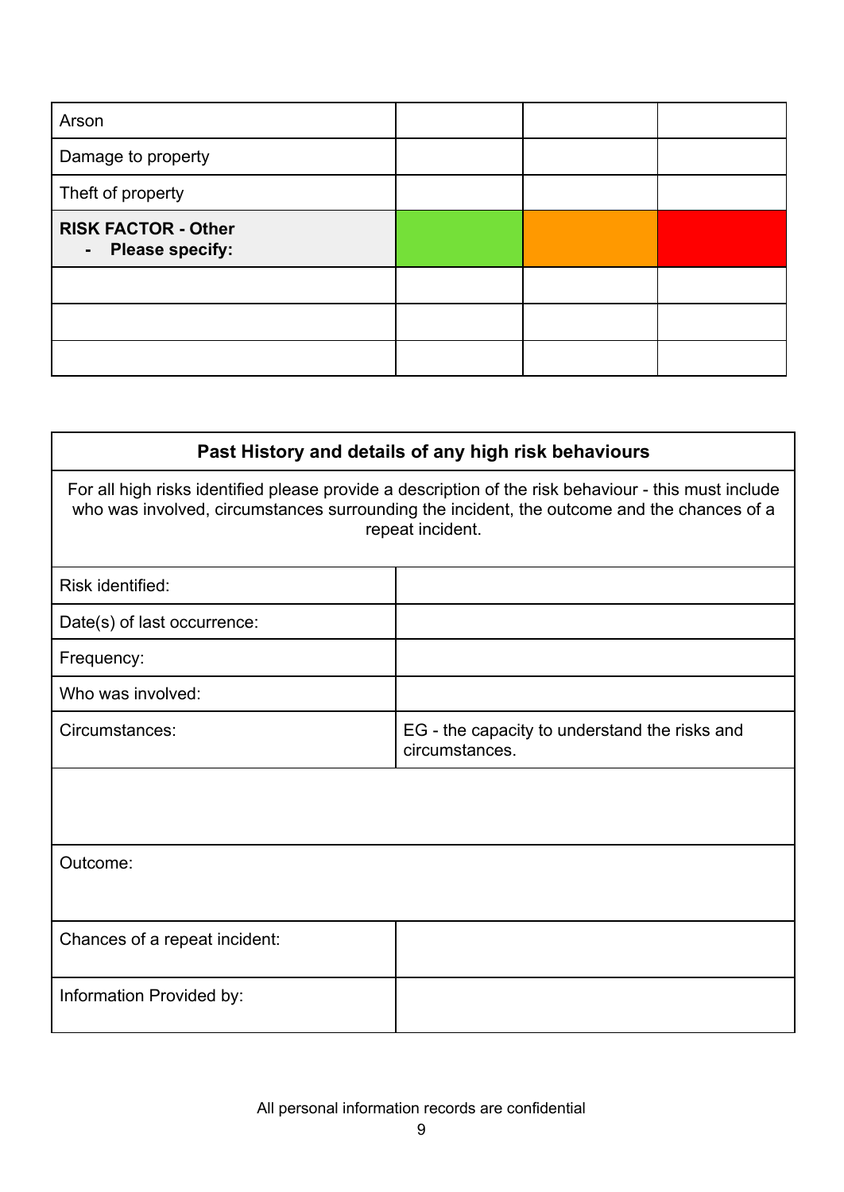| Arson | | | |
|---|---|---|---|
| Damage to property | | | |
| Theft of property | | | |
| **RISK FACTOR - Other**<br>- **Please specify:** | | | |
| | | | |
| | | | |
| | | | |

| **Past History and details of any high risk behaviours** | |
|---|---|
| For all high risks identified please provide a description of the risk behaviour - this must include who was involved, circumstances surrounding the incident, the outcome and the chances of a repeat incident. | |
| Risk identified: | |
| Date(s) of last occurrence: | |
| Frequency: | |
| Who was involved: | |
| Circumstances: | EG - the capacity to understand the risks and circumstances. |
| | |
| Outcome: | |
| Chances of a repeat incident: | |
| Information Provided by: | |

All personal information records are confidential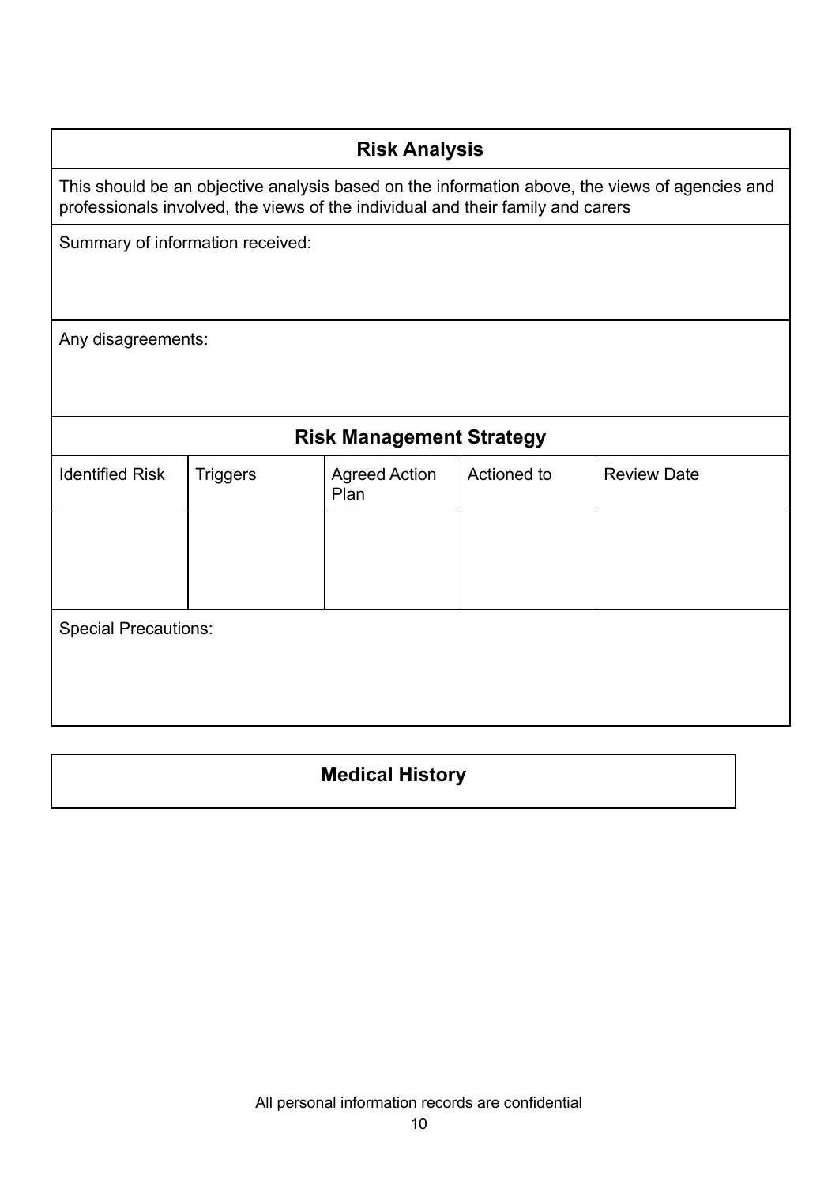## Risk Analysis

This should be an objective analysis based on the information above, the views of agencies and professionals involved, the views of the individual and their family and carers

Summary of information received:

Any disagreements:

## Risk Management Strategy

| Identified Risk | Triggers | Agreed Action Plan | Actioned to | Review Date |
|---|---|---|---|---|
| | | | | |

Special Precautions:

## Medical History

All personal information records are confidential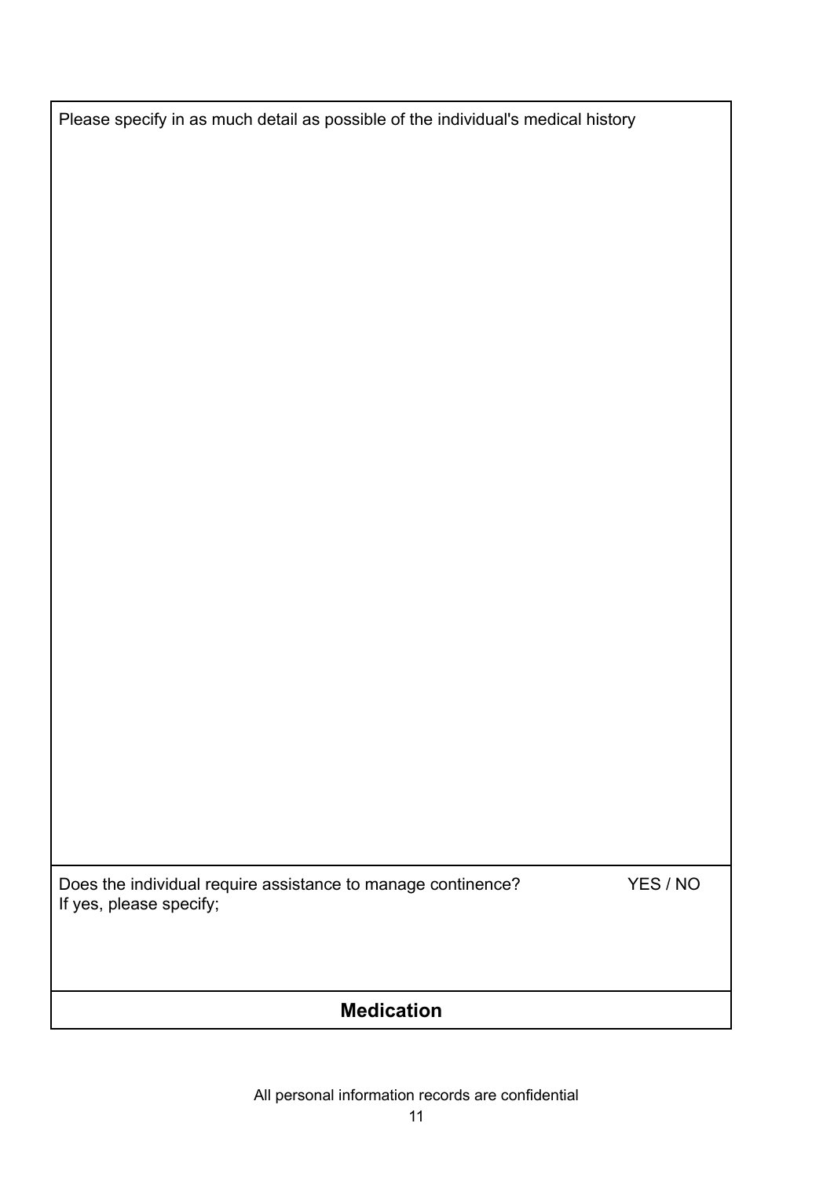Please specify in as much detail as possible of the individual's medical history

Does the individual require assistance to manage continence? YES / NO
If yes, please specify;

## Medication

All personal information records are confidential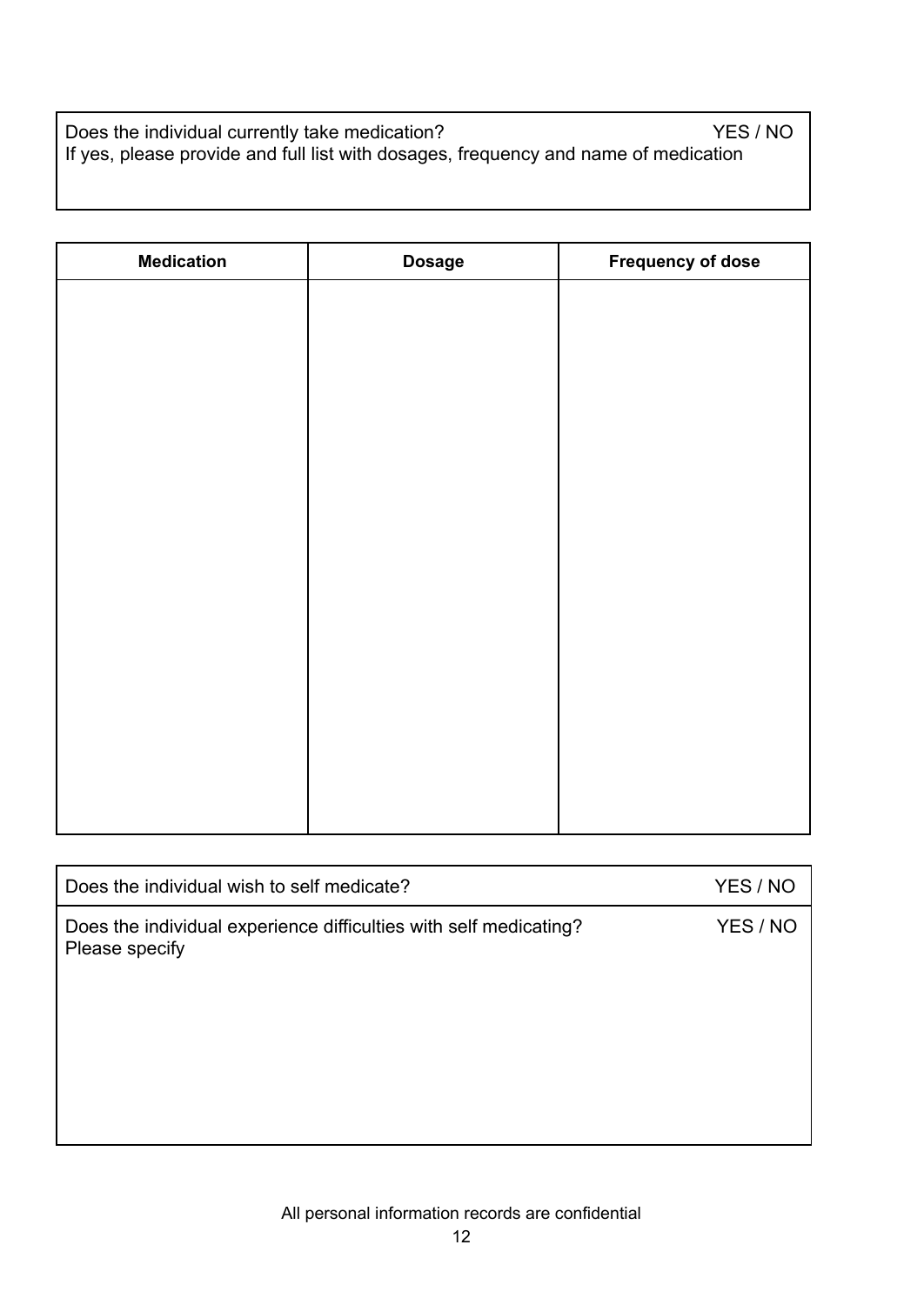Does the individual currently take medication? YES / NO
If yes, please provide and full list with dosages, frequency and name of medication

| Medication | Dosage | Frequency of dose |
|---|---|---|
| | | |

| | |
|---|---|
| Does the individual wish to self medicate? | YES / NO |
| Does the individual experience difficulties with self medicating?<br>Please specify | YES / NO |

All personal information records are confidential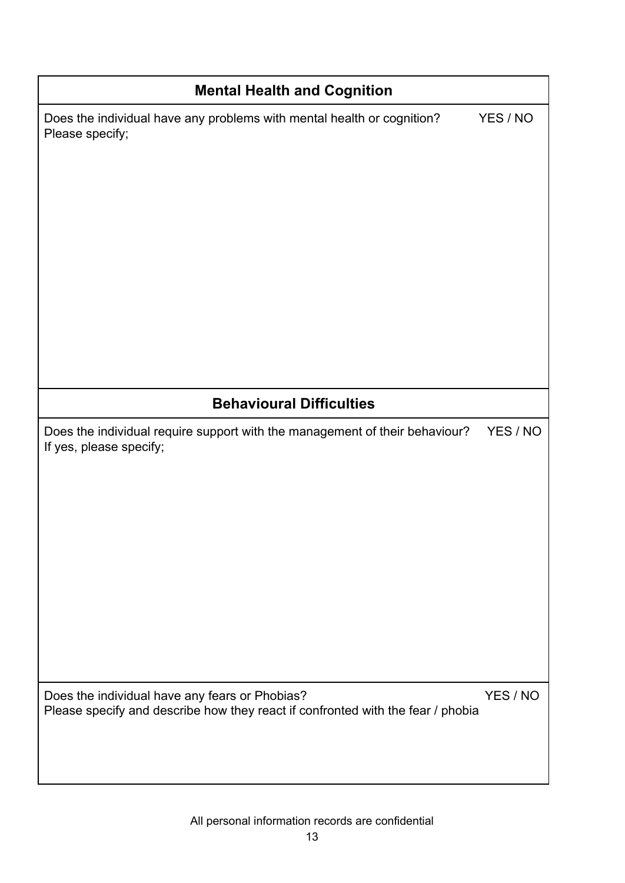## Mental Health and Cognition

Does the individual have any problems with mental health or cognition? YES / NO
Please specify;

## Behavioural Difficulties

Does the individual require support with the management of their behaviour? YES / NO
If yes, please specify;

Does the individual have any fears or Phobias? YES / NO
Please specify and describe how they react if confronted with the fear / phobia

All personal information records are confidential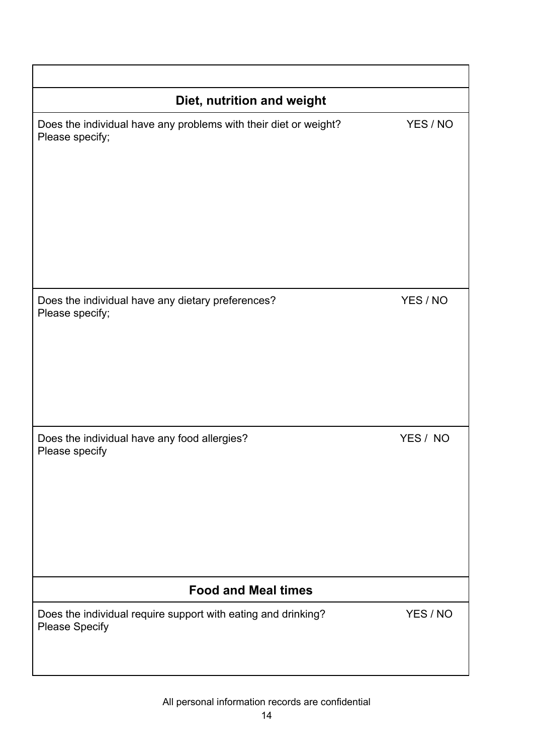## Diet, nutrition and weight

Does the individual have any problems with their diet or weight? YES / NO
Please specify;

Does the individual have any dietary preferences? YES / NO
Please specify;

Does the individual have any food allergies? YES / NO
Please specify

## Food and Meal times

Does the individual require support with eating and drinking? YES / NO
Please Specify

All personal information records are confidential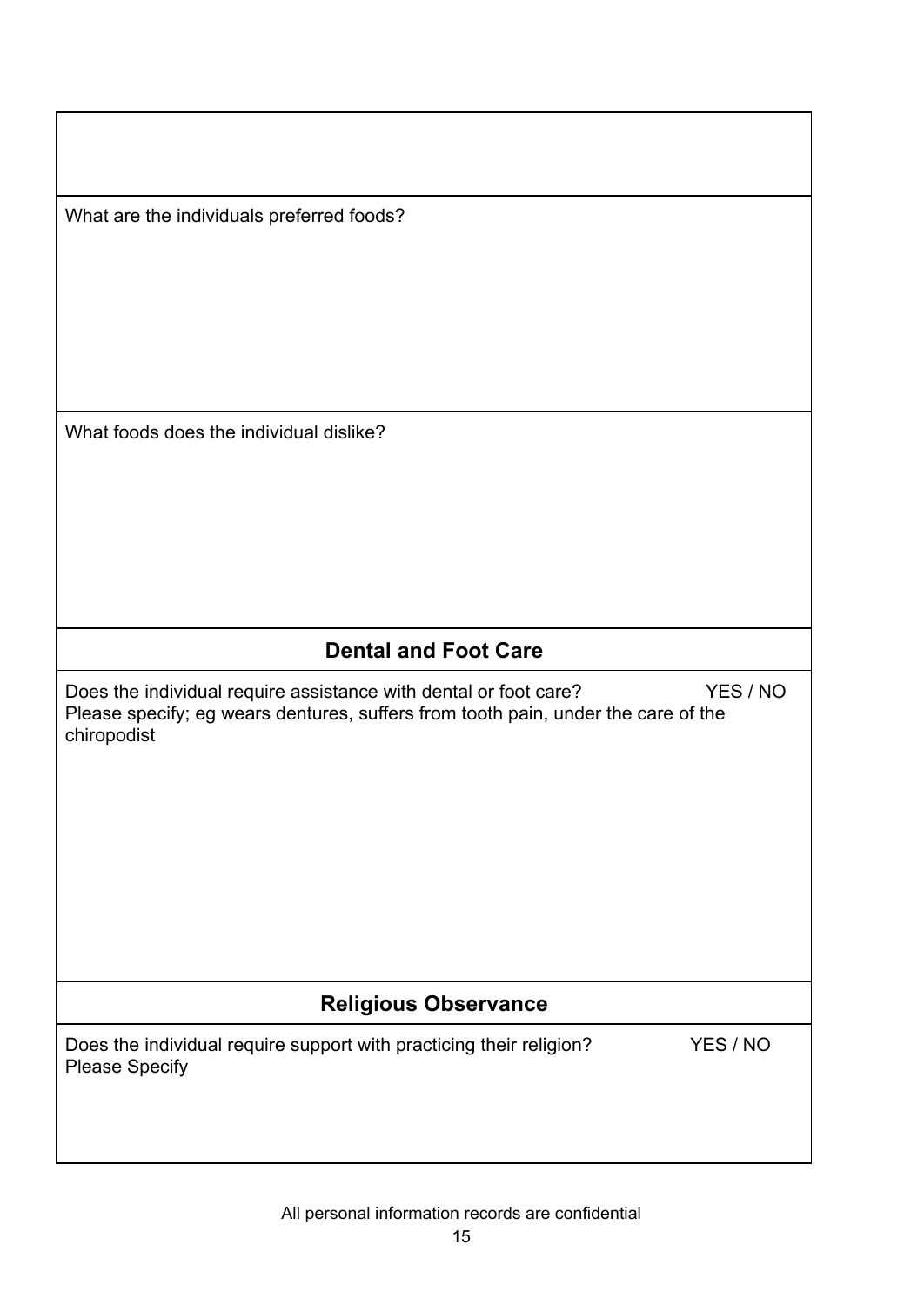What are the individuals preferred foods?

What foods does the individual dislike?

## Dental and Foot Care

Does the individual require assistance with dental or foot care? YES / NO

Please specify; eg wears dentures, suffers from tooth pain, under the care of the chiropodist

## Religious Observance

Does the individual require support with practicing their religion? YES / NO

Please Specify

All personal information records are confidential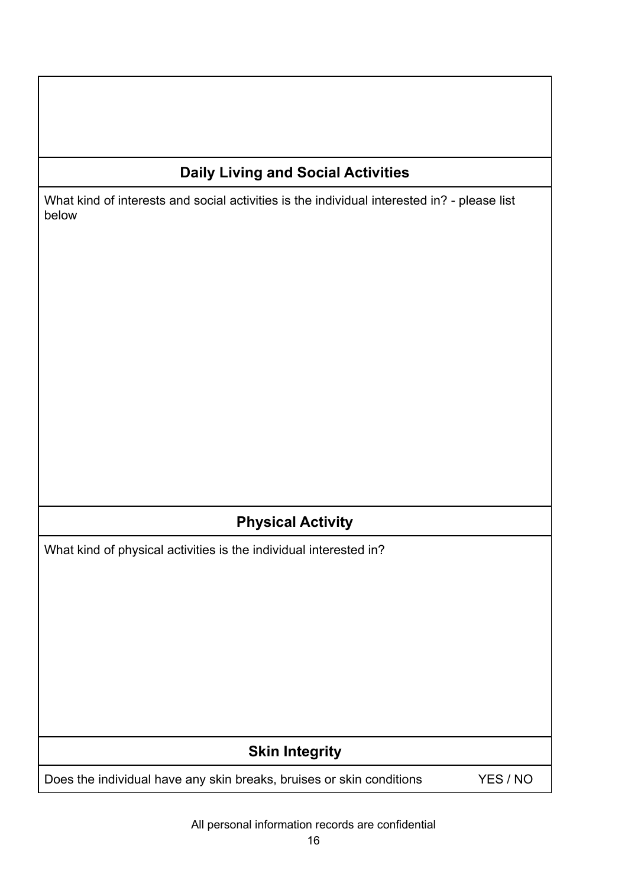## Daily Living and Social Activities

What kind of interests and social activities is the individual interested in? - please list below

## Physical Activity

What kind of physical activities is the individual interested in?

## Skin Integrity

Does the individual have any skin breaks, bruises or skin conditions YES / NO

All personal information records are confidential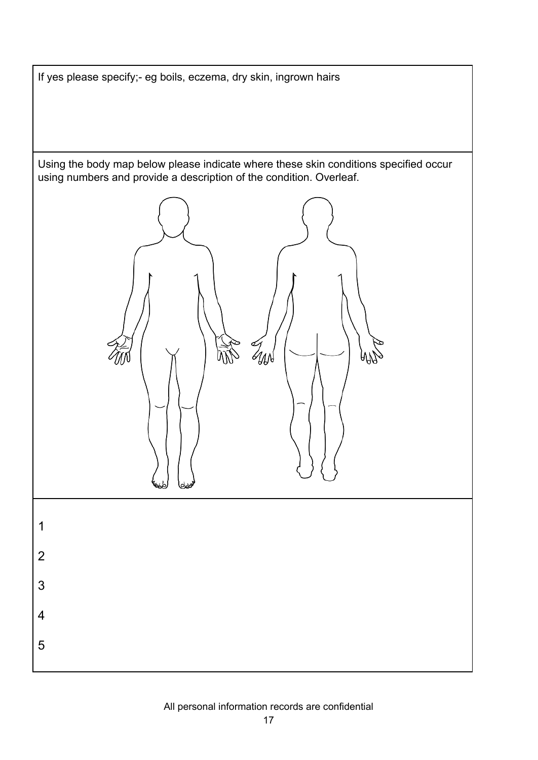If yes please specify;- eg boils, eczema, dry skin, ingrown hairs

Using the body map below please indicate where these skin conditions specified occur using numbers and provide a description of the condition. Overleaf.

1

2

3

4

5

All personal information records are confidential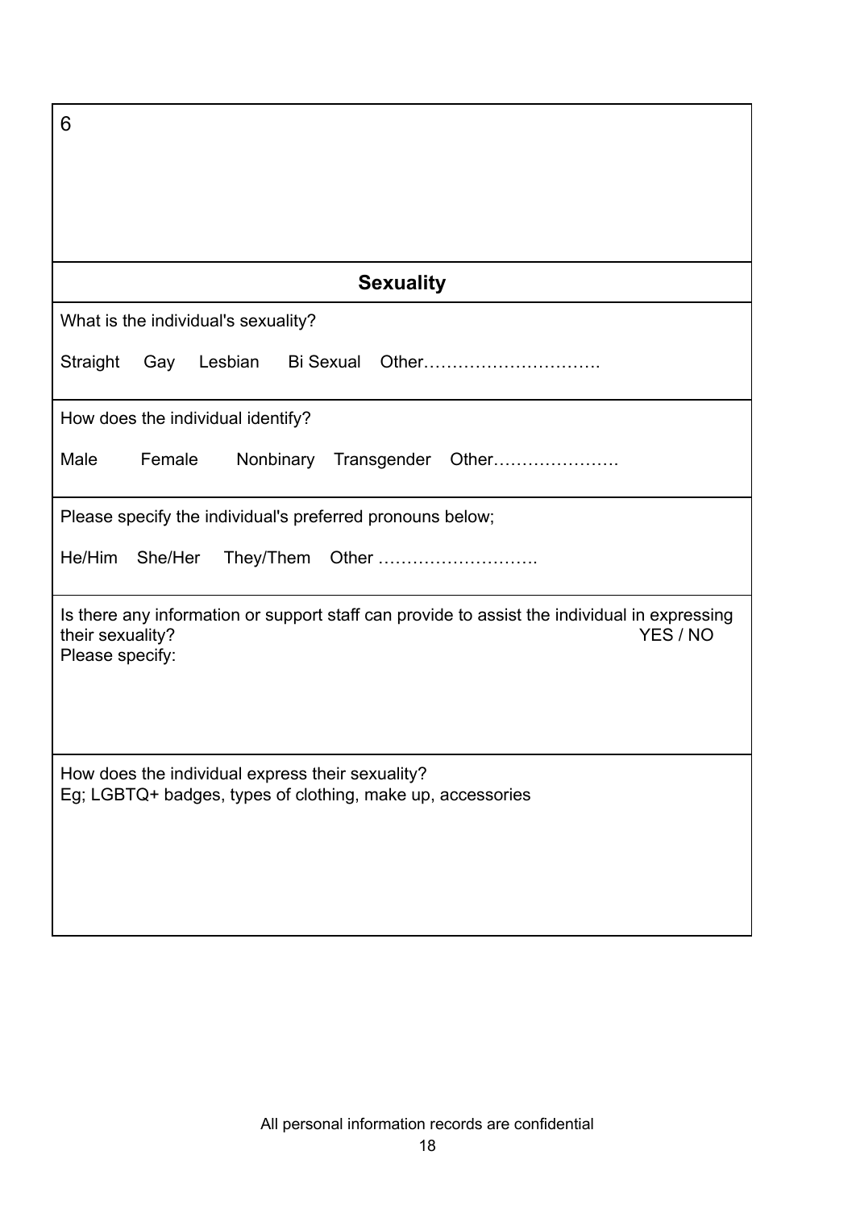6

## Sexuality

What is the individual's sexuality?

Straight Gay Lesbian Bi Sexual Other………………………….

How does the individual identify?

Male Female Nonbinary Transgender Other………………….

Please specify the individual's preferred pronouns below;

He/Him She/Her They/Them Other ……………………….

Is there any information or support staff can provide to assist the individual in expressing their sexuality? YES / NO

Please specify:

How does the individual express their sexuality?
Eg; LGBTQ+ badges, types of clothing, make up, accessories

All personal information records are confidential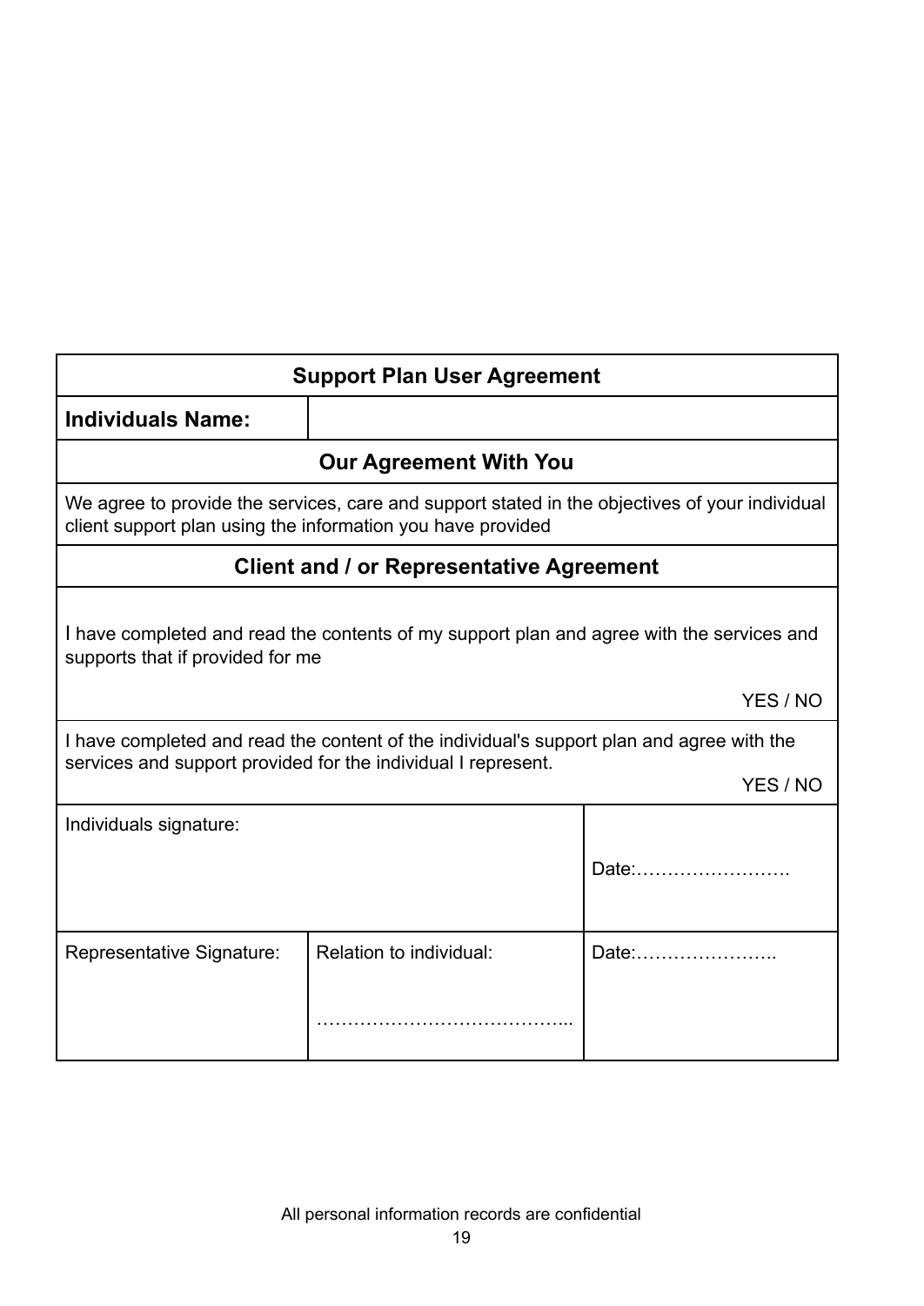| Support Plan User Agreement | | |
|---|---|---|
| **Individuals Name:** | | |
| **Our Agreement With You** | | |
| We agree to provide the services, care and support stated in the objectives of your individual client support plan using the information you have provided | | |
| **Client and / or Representative Agreement** | | |
| I have completed and read the contents of my support plan and agree with the services and supports that if provided for me<br><br>YES / NO | | |
| I have completed and read the content of the individual's support plan and agree with the services and support provided for the individual I represent.<br><br>YES / NO | | |
| Individuals signature: | | Date:……………………. |
| Representative Signature: | Relation to individual:<br><br>………………………………….. | Date:………………….. |

All personal information records are confidential